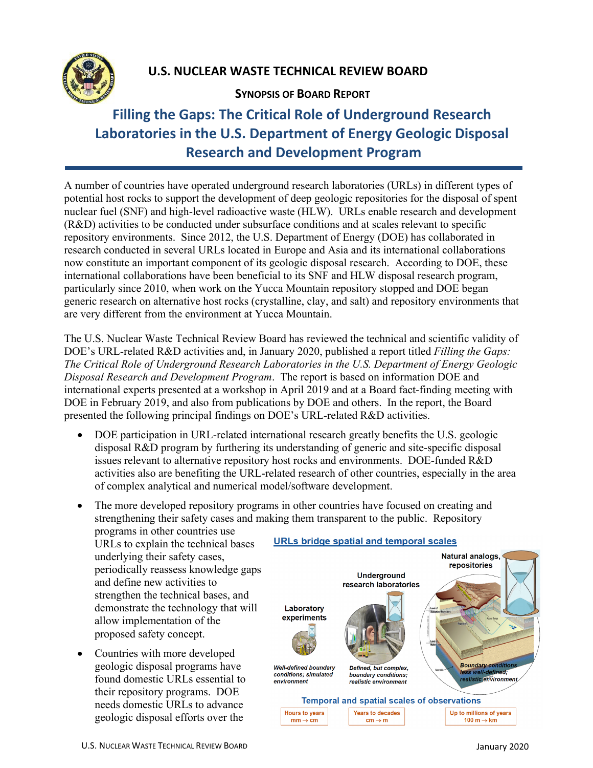# U.S. NUCLEAR WASTE TECHNICAL REVIEW BOARD

## SYNOPSIS OF BOARD REPORT

# Filling the Gaps: The Critical Role of Underground Research Laboratories in the U.S. Department of Energy Geologic Disposal Research and Development Program

A number of countries have operated underground research laboratories (URLs) in different types of potential host rocks to support the development of deep geologic repositories for the disposal of spent nuclear fuel (SNF) and high-level radioactive waste (HLW). URLs enable research and development (R&D) activities to be conducted under subsurface conditions and at scales relevant to specific repository environments. Since 2012, the U.S. Department of Energy (DOE) has collaborated in research conducted in several URLs located in Europe and Asia and its international collaborations now constitute an important component of its geologic disposal research. According to DOE, these international collaborations have been beneficial to its SNF and HLW disposal research program, particularly since 2010, when work on the Yucca Mountain repository stopped and DOE began generic research on alternative host rocks (crystalline, clay, and salt) and repository environments that are very different from the environment at Yucca Mountain.

The U.S. Nuclear Waste Technical Review Board has reviewed the technical and scientific validity of DOE's URL-related R&D activities and, in January 2020, published a report titled *Filling the Gaps: The Critical Role of Underground Research Laboratories in the U.S. Department of Energy Geologic Disposal Research and Development Program*. The report is based on information DOE and international experts presented at a workshop in April 2019 and at a Board fact-finding meeting with DOE in February 2019, and also from publications by DOE and others. In the report, the Board presented the following principal findings on DOE's URL-related R&D activities.

- DOE participation in URL-related international research greatly benefits the U.S. geologic disposal R&D program by furthering its understanding of generic and site-specific disposal issues relevant to alternative repository host rocks and environments. DOE-funded R&D activities also are benefiting the URL-related research of other countries, especially in the area of complex analytical and numerical model/software development.
- The more developed repository programs in other countries have focused on creating and strengthening their safety cases and making them transparent to the public. Repository programs in other countries use URLs to explain the technical bases underlying their safety cases, periodically reassess knowledge gaps and define new activities to strengthen the technical bases, and demonstrate the technology that will allow implementation of the proposed safety concept.
- Countries with more developed geologic disposal programs have found domestic URLs essential to their repository programs. DOE needs domestic URLs to advance geologic disposal efforts over the

**URLs bridge spatial and temporal scales**

| Laboratory experiments | Underground research laboratories | Natural analogs, repositories |
|---|---|---|
| *Well-defined boundary conditions; simulated environment* | *Defined, but complex, boundary conditions; realistic environment* | *Boundary conditions less well-defined; realistic environment* |

**Temporal and spatial scales of observations**

| Hours to years | Years to decades | Up to millions of years |
|---|---|---|
| mm → cm | cm → m | 100 m → km |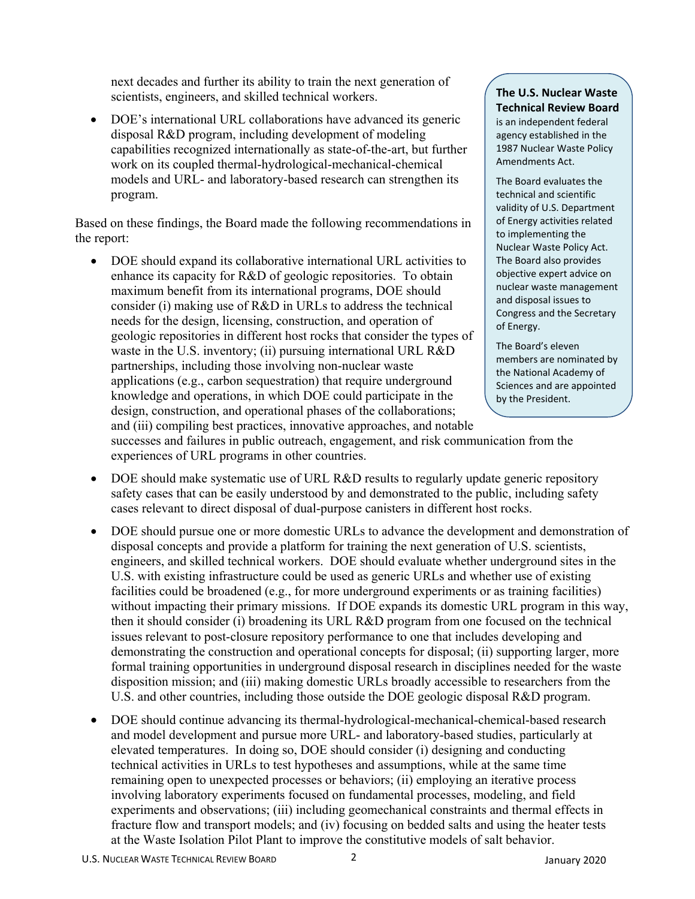next decades and further its ability to train the next generation of scientists, engineers, and skilled technical workers.

- DOE's international URL collaborations have advanced its generic disposal R&D program, including development of modeling capabilities recognized internationally as state-of-the-art, but further work on its coupled thermal-hydrological-mechanical-chemical models and URL- and laboratory-based research can strengthen its program.

Based on these findings, the Board made the following recommendations in the report:

- DOE should expand its collaborative international URL activities to enhance its capacity for R&D of geologic repositories. To obtain maximum benefit from its international programs, DOE should consider (i) making use of R&D in URLs to address the technical needs for the design, licensing, construction, and operation of geologic repositories in different host rocks that consider the types of waste in the U.S. inventory; (ii) pursuing international URL R&D partnerships, including those involving non-nuclear waste applications (e.g., carbon sequestration) that require underground knowledge and operations, in which DOE could participate in the design, construction, and operational phases of the collaborations; and (iii) compiling best practices, innovative approaches, and notable successes and failures in public outreach, engagement, and risk communication from the experiences of URL programs in other countries.

- DOE should make systematic use of URL R&D results to regularly update generic repository safety cases that can be easily understood by and demonstrated to the public, including safety cases relevant to direct disposal of dual-purpose canisters in different host rocks.

- DOE should pursue one or more domestic URLs to advance the development and demonstration of disposal concepts and provide a platform for training the next generation of U.S. scientists, engineers, and skilled technical workers. DOE should evaluate whether underground sites in the U.S. with existing infrastructure could be used as generic URLs and whether use of existing facilities could be broadened (e.g., for more underground experiments or as training facilities) without impacting their primary missions. If DOE expands its domestic URL program in this way, then it should consider (i) broadening its URL R&D program from one focused on the technical issues relevant to post-closure repository performance to one that includes developing and demonstrating the construction and operational concepts for disposal; (ii) supporting larger, more formal training opportunities in underground disposal research in disciplines needed for the waste disposition mission; and (iii) making domestic URLs broadly accessible to researchers from the U.S. and other countries, including those outside the DOE geologic disposal R&D program.

- DOE should continue advancing its thermal-hydrological-mechanical-chemical-based research and model development and pursue more URL- and laboratory-based studies, particularly at elevated temperatures. In doing so, DOE should consider (i) designing and conducting technical activities in URLs to test hypotheses and assumptions, while at the same time remaining open to unexpected processes or behaviors; (ii) employing an iterative process involving laboratory experiments focused on fundamental processes, modeling, and field experiments and observations; (iii) including geomechanical constraints and thermal effects in fracture flow and transport models; and (iv) focusing on bedded salts and using the heater tests at the Waste Isolation Pilot Plant to improve the constitutive models of salt behavior.

**The U.S. Nuclear Waste Technical Review Board** is an independent federal agency established in the 1987 Nuclear Waste Policy Amendments Act.

The Board evaluates the technical and scientific validity of U.S. Department of Energy activities related to implementing the Nuclear Waste Policy Act. The Board also provides objective expert advice on nuclear waste management and disposal issues to Congress and the Secretary of Energy.

The Board's eleven members are nominated by the National Academy of Sciences and are appointed by the President.